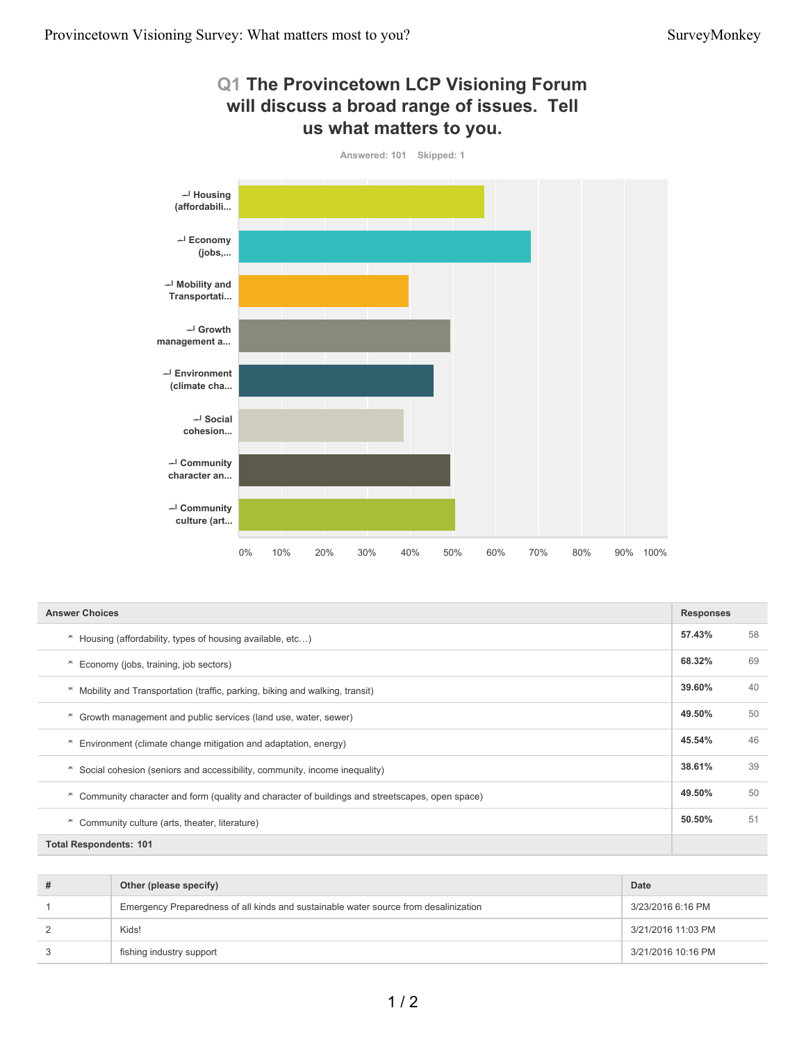## Q1 The Provincetown LCP Visioning Forum will discuss a broad range of issues. Tell us what matters to you.

Answered: 101 Skipped: 1

| Answer Choices | Responses | |
|---|---|---|
| Housing (affordability, types of housing available, etc…) | 57.43% | 58 |
| Economy (jobs, training, job sectors) | 68.32% | 69 |
| Mobility and Transportation (traffic, parking, biking and walking, transit) | 39.60% | 40 |
| Growth management and public services (land use, water, sewer) | 49.50% | 50 |
| Environment (climate change mitigation and adaptation, energy) | 45.54% | 46 |
| Social cohesion (seniors and accessibility, community, income inequality) | 38.61% | 39 |
| Community character and form (quality and character of buildings and streetscapes, open space) | 49.50% | 50 |
| Community culture (arts, theater, literature) | 50.50% | 51 |
| **Total Respondents: 101** | | |

| # | Other (please specify) | Date |
|---|---|---|
| 1 | Emergency Preparedness of all kinds and sustainable water source from desalinization | 3/23/2016 6:16 PM |
| 2 | Kids! | 3/21/2016 11:03 PM |
| 3 | fishing industry support | 3/21/2016 10:16 PM |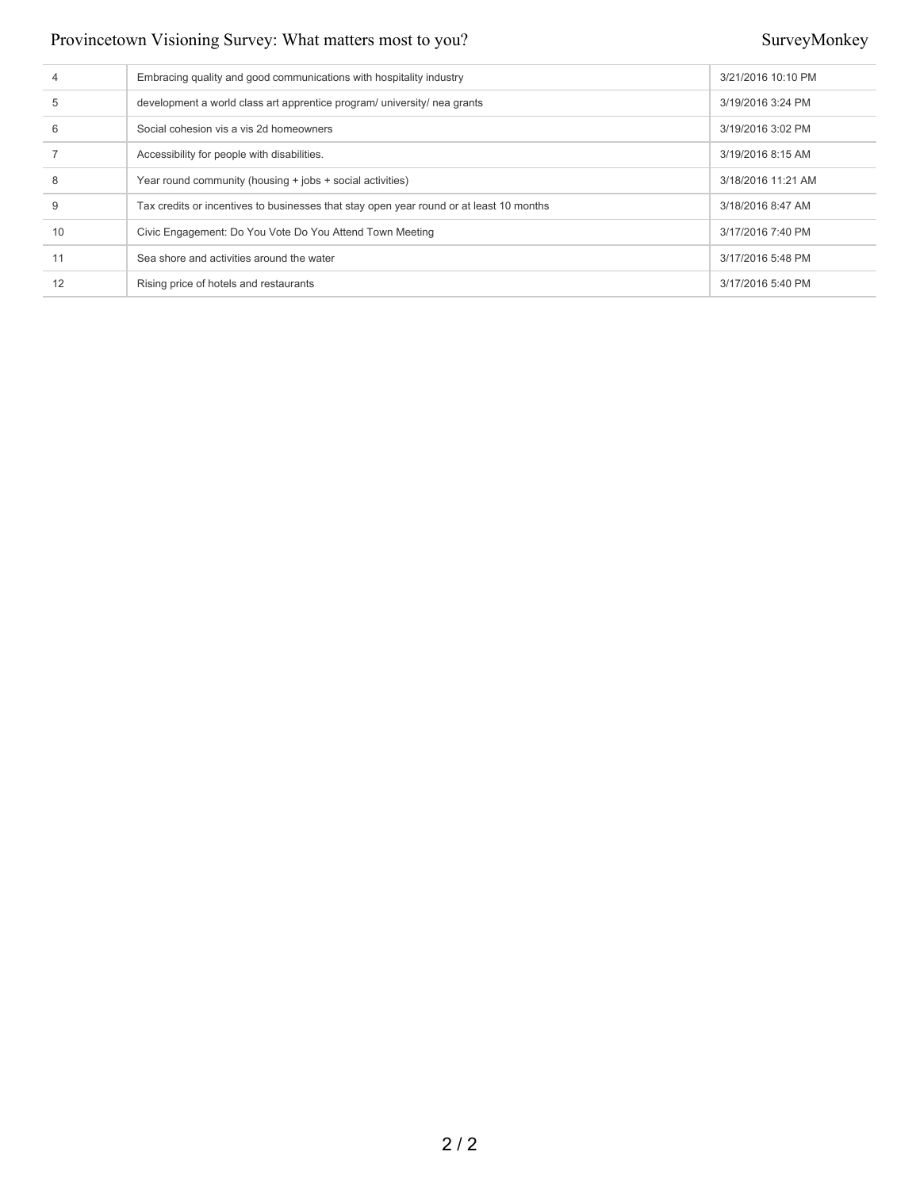| | | |
|---|---|---|
| 4 | Embracing quality and good communications with hospitality industry | 3/21/2016 10:10 PM |
| 5 | development a world class art apprentice program/ university/ nea grants | 3/19/2016 3:24 PM |
| 6 | Social cohesion vis a vis 2d homeowners | 3/19/2016 3:02 PM |
| 7 | Accessibility for people with disabilities. | 3/19/2016 8:15 AM |
| 8 | Year round community (housing + jobs + social activities) | 3/18/2016 11:21 AM |
| 9 | Tax credits or incentives to businesses that stay open year round or at least 10 months | 3/18/2016 8:47 AM |
| 10 | Civic Engagement: Do You Vote Do You Attend Town Meeting | 3/17/2016 7:40 PM |
| 11 | Sea shore and activities around the water | 3/17/2016 5:48 PM |
| 12 | Rising price of hotels and restaurants | 3/17/2016 5:40 PM |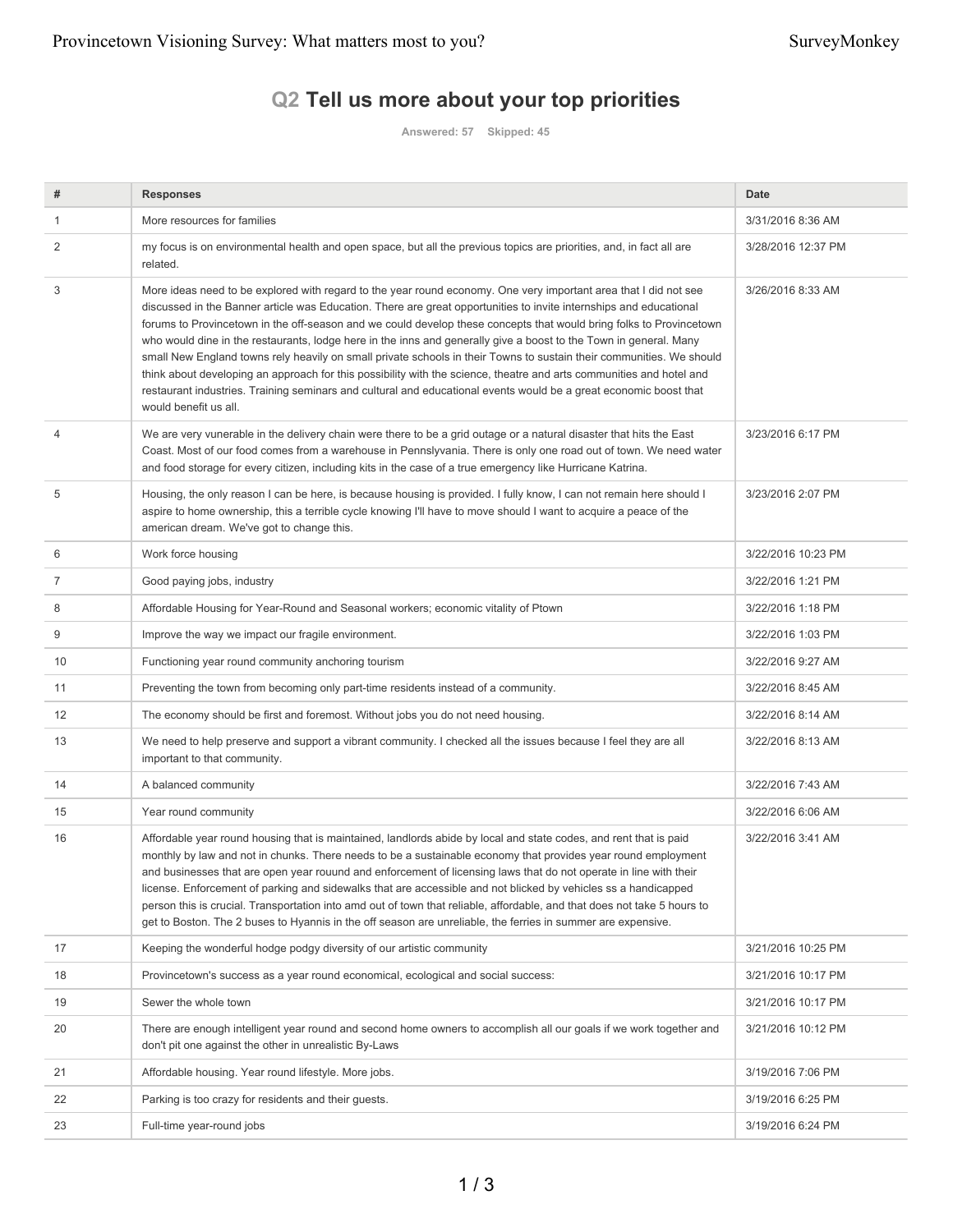## Q2 Tell us more about your top priorities

Answered: 57 Skipped: 45

| # | Responses | Date |
|---|---|---|
| 1 | More resources for families | 3/31/2016 8:36 AM |
| 2 | my focus is on environmental health and open space, but all the previous topics are priorities, and, in fact all are related. | 3/28/2016 12:37 PM |
| 3 | More ideas need to be explored with regard to the year round economy. One very important area that I did not see discussed in the Banner article was Education. There are great opportunities to invite internships and educational forums to Provincetown in the off-season and we could develop these concepts that would bring folks to Provincetown who would dine in the restaurants, lodge here in the inns and generally give a boost to the Town in general. Many small New England towns rely heavily on small private schools in their Towns to sustain their communities. We should think about developing an approach for this possibility with the science, theatre and arts communities and hotel and restaurant industries. Training seminars and cultural and educational events would be a great economic boost that would benefit us all. | 3/26/2016 8:33 AM |
| 4 | We are very vunerable in the delivery chain were there to be a grid outage or a natural disaster that hits the East Coast. Most of our food comes from a warehouse in Pennslyvania. There is only one road out of town. We need water and food storage for every citizen, including kits in the case of a true emergency like Hurricane Katrina. | 3/23/2016 6:17 PM |
| 5 | Housing, the only reason I can be here, is because housing is provided. I fully know, I can not remain here should I aspire to home ownership, this a terrible cycle knowing I'll have to move should I want to acquire a peace of the american dream. We've got to change this. | 3/23/2016 2:07 PM |
| 6 | Work force housing | 3/22/2016 10:23 PM |
| 7 | Good paying jobs, industry | 3/22/2016 1:21 PM |
| 8 | Affordable Housing for Year-Round and Seasonal workers; economic vitality of Ptown | 3/22/2016 1:18 PM |
| 9 | Improve the way we impact our fragile environment. | 3/22/2016 1:03 PM |
| 10 | Functioning year round community anchoring tourism | 3/22/2016 9:27 AM |
| 11 | Preventing the town from becoming only part-time residents instead of a community. | 3/22/2016 8:45 AM |
| 12 | The economy should be first and foremost. Without jobs you do not need housing. | 3/22/2016 8:14 AM |
| 13 | We need to help preserve and support a vibrant community. I checked all the issues because I feel they are all important to that community. | 3/22/2016 8:13 AM |
| 14 | A balanced community | 3/22/2016 7:43 AM |
| 15 | Year round community | 3/22/2016 6:06 AM |
| 16 | Affordable year round housing that is maintained, landlords abide by local and state codes, and rent that is paid monthly by law and not in chunks. There needs to be a sustainable economy that provides year round employment and businesses that are open year rouund and enforcement of licensing laws that do not operate in line with their license. Enforcement of parking and sidewalks that are accessible and not blicked by vehicles ss a handicapped person this is crucial. Transportation into amd out of town that reliable, affordable, and that does not take 5 hours to get to Boston. The 2 buses to Hyannis in the off season are unreliable, the ferries in summer are expensive. | 3/22/2016 3:41 AM |
| 17 | Keeping the wonderful hodge podgy diversity of our artistic community | 3/21/2016 10:25 PM |
| 18 | Provincetown's success as a year round economical, ecological and social success: | 3/21/2016 10:17 PM |
| 19 | Sewer the whole town | 3/21/2016 10:17 PM |
| 20 | There are enough intelligent year round and second home owners to accomplish all our goals if we work together and don't pit one against the other in unrealistic By-Laws | 3/21/2016 10:12 PM |
| 21 | Affordable housing. Year round lifestyle. More jobs. | 3/19/2016 7:06 PM |
| 22 | Parking is too crazy for residents and their guests. | 3/19/2016 6:25 PM |
| 23 | Full-time year-round jobs | 3/19/2016 6:24 PM |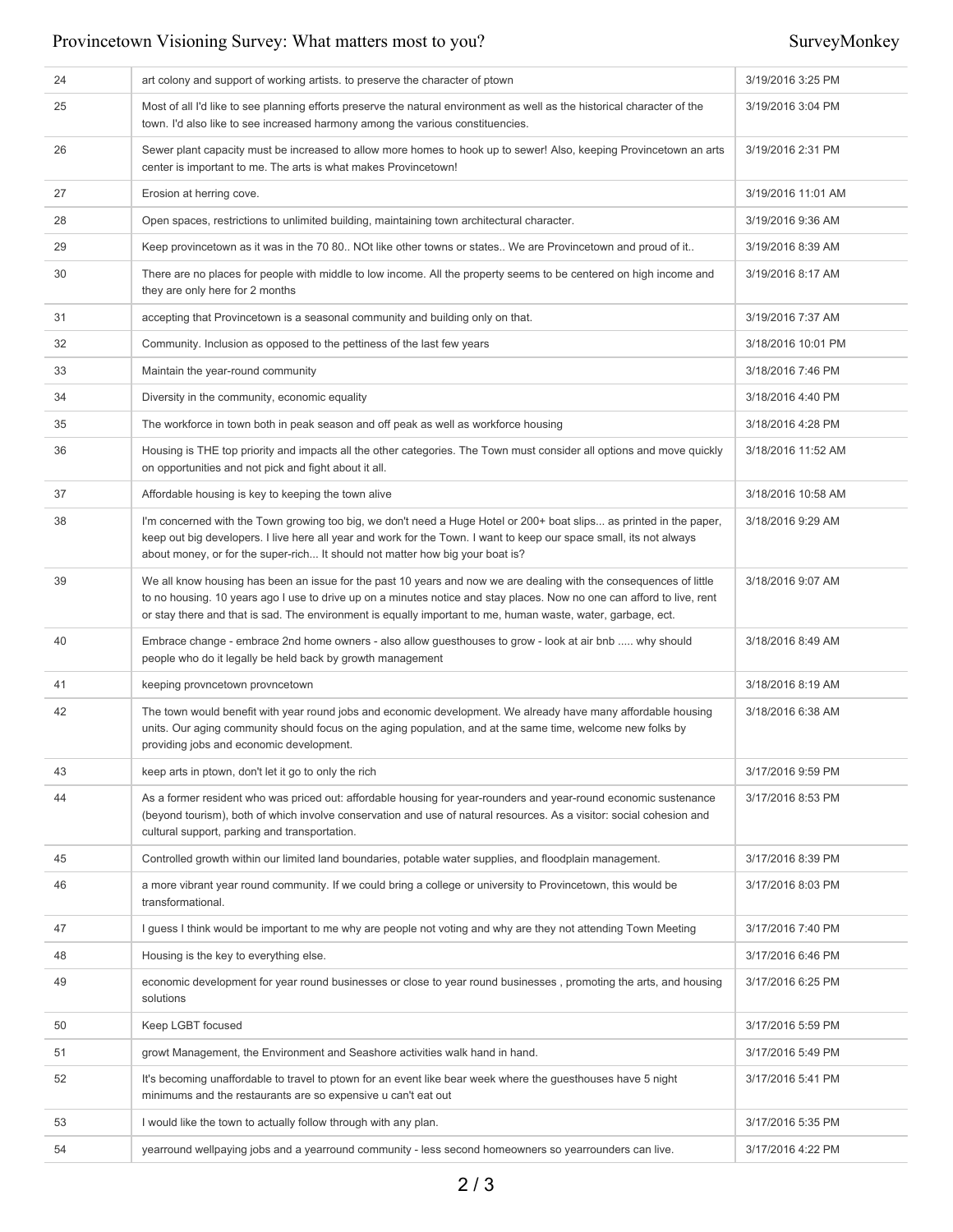| | | |
|---|---|---|
| 24 | art colony and support of working artists. to preserve the character of ptown | 3/19/2016 3:25 PM |
| 25 | Most of all I'd like to see planning efforts preserve the natural environment as well as the historical character of the town. I'd also like to see increased harmony among the various constituencies. | 3/19/2016 3:04 PM |
| 26 | Sewer plant capacity must be increased to allow more homes to hook up to sewer! Also, keeping Provincetown an arts center is important to me. The arts is what makes Provincetown! | 3/19/2016 2:31 PM |
| 27 | Erosion at herring cove. | 3/19/2016 11:01 AM |
| 28 | Open spaces, restrictions to unlimited building, maintaining town architectural character. | 3/19/2016 9:36 AM |
| 29 | Keep provincetown as it was in the 70 80.. NOt like other towns or states.. We are Provincetown and proud of it.. | 3/19/2016 8:39 AM |
| 30 | There are no places for people with middle to low income. All the property seems to be centered on high income and they are only here for 2 months | 3/19/2016 8:17 AM |
| 31 | accepting that Provincetown is a seasonal community and building only on that. | 3/19/2016 7:37 AM |
| 32 | Community. Inclusion as opposed to the pettiness of the last few years | 3/18/2016 10:01 PM |
| 33 | Maintain the year-round community | 3/18/2016 7:46 PM |
| 34 | Diversity in the community, economic equality | 3/18/2016 4:40 PM |
| 35 | The workforce in town both in peak season and off peak as well as workforce housing | 3/18/2016 4:28 PM |
| 36 | Housing is THE top priority and impacts all the other categories. The Town must consider all options and move quickly on opportunities and not pick and fight about it all. | 3/18/2016 11:52 AM |
| 37 | Affordable housing is key to keeping the town alive | 3/18/2016 10:58 AM |
| 38 | I'm concerned with the Town growing too big, we don't need a Huge Hotel or 200+ boat slips... as printed in the paper, keep out big developers. I live here all year and work for the Town. I want to keep our space small, its not always about money, or for the super-rich... It should not matter how big your boat is? | 3/18/2016 9:29 AM |
| 39 | We all know housing has been an issue for the past 10 years and now we are dealing with the consequences of little to no housing. 10 years ago I use to drive up on a minutes notice and stay places. Now no one can afford to live, rent or stay there and that is sad. The environment is equally important to me, human waste, water, garbage, ect. | 3/18/2016 9:07 AM |
| 40 | Embrace change - embrace 2nd home owners - also allow guesthouses to grow - look at air bnb ..... why should people who do it legally be held back by growth management | 3/18/2016 8:49 AM |
| 41 | keeping provncetown provncetown | 3/18/2016 8:19 AM |
| 42 | The town would benefit with year round jobs and economic development. We already have many affordable housing units. Our aging community should focus on the aging population, and at the same time, welcome new folks by providing jobs and economic development. | 3/18/2016 6:38 AM |
| 43 | keep arts in ptown, don't let it go to only the rich | 3/17/2016 9:59 PM |
| 44 | As a former resident who was priced out: affordable housing for year-rounders and year-round economic sustenance (beyond tourism), both of which involve conservation and use of natural resources. As a visitor: social cohesion and cultural support, parking and transportation. | 3/17/2016 8:53 PM |
| 45 | Controlled growth within our limited land boundaries, potable water supplies, and floodplain management. | 3/17/2016 8:39 PM |
| 46 | a more vibrant year round community. If we could bring a college or university to Provincetown, this would be transformational. | 3/17/2016 8:03 PM |
| 47 | I guess I think would be important to me why are people not voting and why are they not attending Town Meeting | 3/17/2016 7:40 PM |
| 48 | Housing is the key to everything else. | 3/17/2016 6:46 PM |
| 49 | economic development for year round businesses or close to year round businesses , promoting the arts, and housing solutions | 3/17/2016 6:25 PM |
| 50 | Keep LGBT focused | 3/17/2016 5:59 PM |
| 51 | growt Management, the Environment and Seashore activities walk hand in hand. | 3/17/2016 5:49 PM |
| 52 | It's becoming unaffordable to travel to ptown for an event like bear week where the guesthouses have 5 night minimums and the restaurants are so expensive u can't eat out | 3/17/2016 5:41 PM |
| 53 | I would like the town to actually follow through with any plan. | 3/17/2016 5:35 PM |
| 54 | yearround wellpaying jobs and a yearround community - less second homeowners so yearrounders can live. | 3/17/2016 4:22 PM |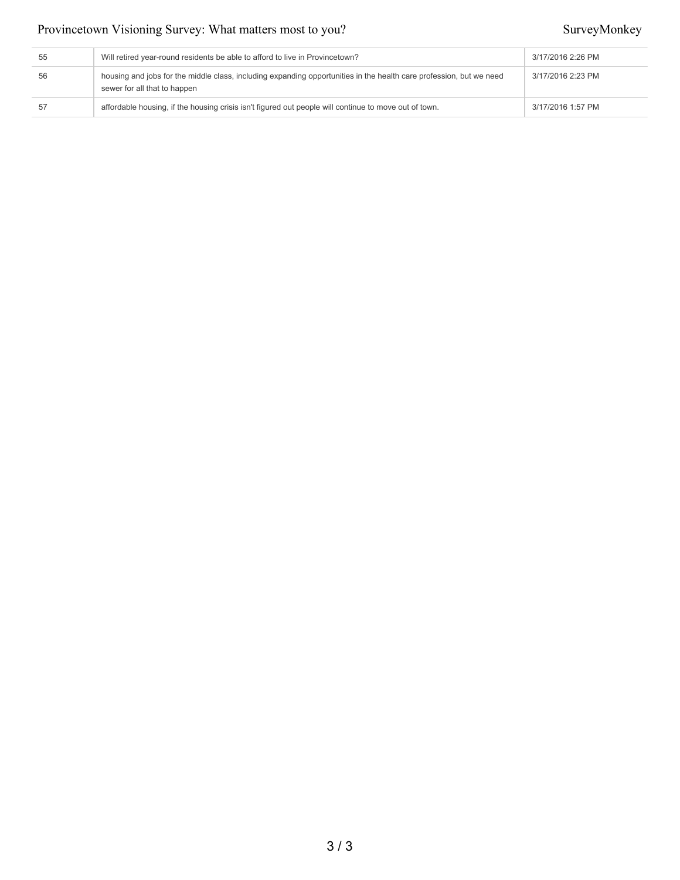| | | |
|---|---|---|
| 55 | Will retired year-round residents be able to afford to live in Provincetown? | 3/17/2016 2:26 PM |
| 56 | housing and jobs for the middle class, including expanding opportunities in the health care profession, but we need sewer for all that to happen | 3/17/2016 2:23 PM |
| 57 | affordable housing, if the housing crisis isn't figured out people will continue to move out of town. | 3/17/2016 1:57 PM |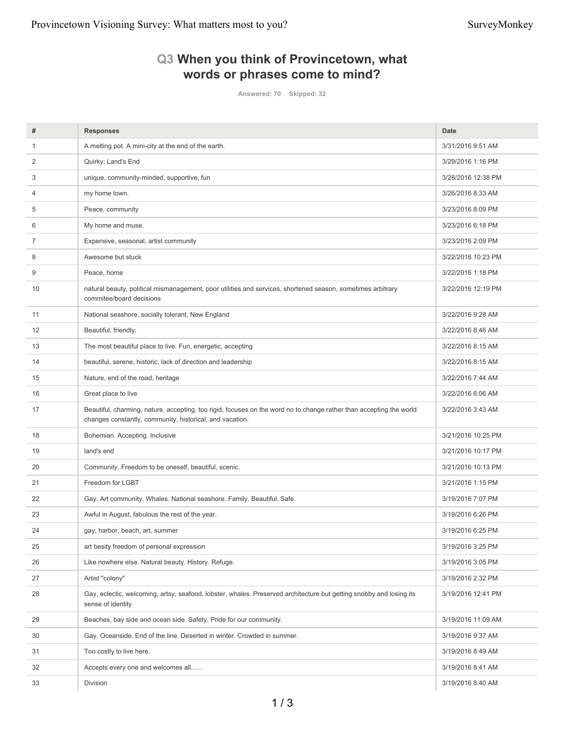## Q3 When you think of Provincetown, what words or phrases come to mind?

Answered: 70 Skipped: 32

| # | Responses | Date |
|---|---|---|
| 1 | A melting pot. A mini-city at the end of the earth. | 3/31/2016 9:51 AM |
| 2 | Quirky; Land's End | 3/29/2016 1:16 PM |
| 3 | unique, community-minded, supportive, fun | 3/28/2016 12:38 PM |
| 4 | my home town. | 3/26/2016 8:33 AM |
| 5 | Peace, community | 3/23/2016 8:09 PM |
| 6 | My home and muse. | 3/23/2016 6:18 PM |
| 7 | Expensive, seasonal, artist community | 3/23/2016 2:09 PM |
| 8 | Awesome but stuck | 3/22/2016 10:23 PM |
| 9 | Peace, home | 3/22/2016 1:18 PM |
| 10 | natural beauty, political mismanagement, poor utilities and services, shortened season, sometimes arbitrary commitee/board decisions | 3/22/2016 12:19 PM |
| 11 | National seashore, socially tolerant, New England | 3/22/2016 9:28 AM |
| 12 | Beautiful, friendly. | 3/22/2016 8:46 AM |
| 13 | The most beautiful place to live. Fun, energetic, accepting | 3/22/2016 8:15 AM |
| 14 | beautiful, serene, historic, lack of direction and leadership | 3/22/2016 8:15 AM |
| 15 | Nature, end of the road, heritage | 3/22/2016 7:44 AM |
| 16 | Great place to live | 3/22/2016 6:06 AM |
| 17 | Beautiful, charming, nature, accepting, too rigid, focuses on the word no to change rather than accepting the world changes constantly, community, historical, and vacation. | 3/22/2016 3:43 AM |
| 18 | Bohemian. Accepting. Inclusive | 3/21/2016 10:25 PM |
| 19 | land's end | 3/21/2016 10:17 PM |
| 20 | Community, Freedom to be oneself, beautiful, scenic. | 3/21/2016 10:13 PM |
| 21 | Freedom for LGBT | 3/21/2016 1:15 PM |
| 22 | Gay. Art community. Whales. National seashore. Family. Beautiful. Safe. | 3/19/2016 7:07 PM |
| 23 | Awful in August, fabulous the rest of the year. | 3/19/2016 6:26 PM |
| 24 | gay, harbor, beach, art, summer | 3/19/2016 6:25 PM |
| 25 | art besity freedom of personal expression | 3/19/2016 3:25 PM |
| 26 | Like nowhere else. Natural beauty. History. Refuge. | 3/19/2016 3:05 PM |
| 27 | Artist "colony" | 3/19/2016 2:32 PM |
| 28 | Gay, eclectic, welcoming, artsy, seafood, lobster, whales. Preserved architecture but getting snobby and losing its sense of identity | 3/19/2016 12:41 PM |
| 29 | Beaches, bay side and ocean side. Safety. Pride for our community. | 3/19/2016 11:09 AM |
| 30 | Gay. Oceanside. End of the line. Deserted in winter. Crowded in summer. | 3/19/2016 9:37 AM |
| 31 | Too costly to live here. | 3/19/2016 8:49 AM |
| 32 | Accepts every one and welcomes all...... | 3/19/2016 8:41 AM |
| 33 | Division | 3/19/2016 8:40 AM |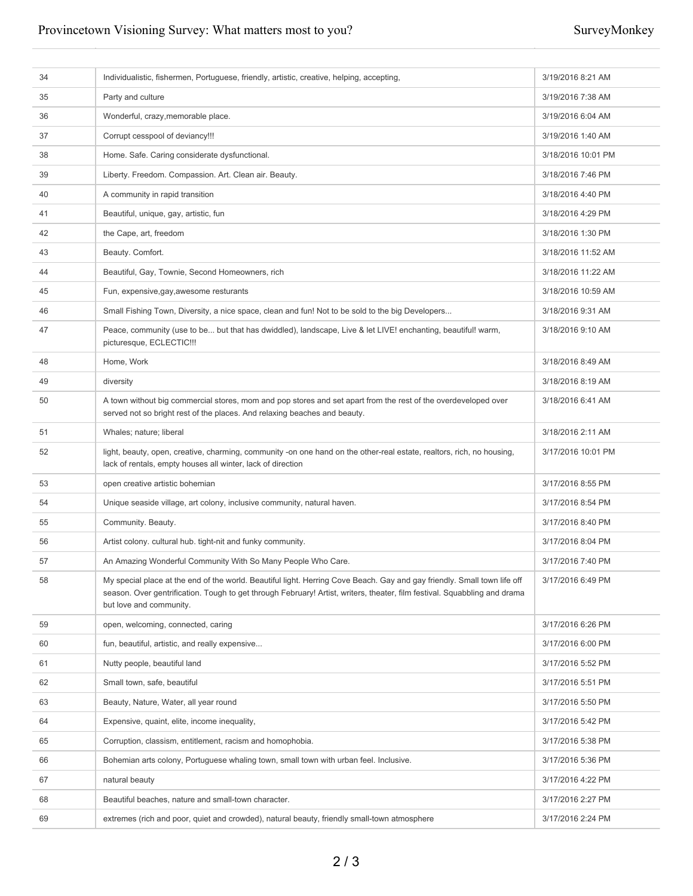| | | |
|---|---|---|
| 34 | Individualistic, fishermen, Portuguese, friendly, artistic, creative, helping, accepting, | 3/19/2016 8:21 AM |
| 35 | Party and culture | 3/19/2016 7:38 AM |
| 36 | Wonderful, crazy,memorable place. | 3/19/2016 6:04 AM |
| 37 | Corrupt cesspool of deviancy!!! | 3/19/2016 1:40 AM |
| 38 | Home. Safe. Caring considerate dysfunctional. | 3/18/2016 10:01 PM |
| 39 | Liberty. Freedom. Compassion. Art. Clean air. Beauty. | 3/18/2016 7:46 PM |
| 40 | A community in rapid transition | 3/18/2016 4:40 PM |
| 41 | Beautiful, unique, gay, artistic, fun | 3/18/2016 4:29 PM |
| 42 | the Cape, art, freedom | 3/18/2016 1:30 PM |
| 43 | Beauty. Comfort. | 3/18/2016 11:52 AM |
| 44 | Beautiful, Gay, Townie, Second Homeowners, rich | 3/18/2016 11:22 AM |
| 45 | Fun, expensive,gay,awesome resturants | 3/18/2016 10:59 AM |
| 46 | Small Fishing Town, Diversity, a nice space, clean and fun! Not to be sold to the big Developers... | 3/18/2016 9:31 AM |
| 47 | Peace, community (use to be... but that has dwiddled), landscape, Live & let LIVE! enchanting, beautiful! warm, picturesque, ECLECTIC!!! | 3/18/2016 9:10 AM |
| 48 | Home, Work | 3/18/2016 8:49 AM |
| 49 | diversity | 3/18/2016 8:19 AM |
| 50 | A town without big commercial stores, mom and pop stores and set apart from the rest of the overdeveloped over served not so bright rest of the places. And relaxing beaches and beauty. | 3/18/2016 6:41 AM |
| 51 | Whales; nature; liberal | 3/18/2016 2:11 AM |
| 52 | light, beauty, open, creative, charming, community -on one hand on the other-real estate, realtors, rich, no housing, lack of rentals, empty houses all winter, lack of direction | 3/17/2016 10:01 PM |
| 53 | open creative artistic bohemian | 3/17/2016 8:55 PM |
| 54 | Unique seaside village, art colony, inclusive community, natural haven. | 3/17/2016 8:54 PM |
| 55 | Community. Beauty. | 3/17/2016 8:40 PM |
| 56 | Artist colony. cultural hub. tight-nit and funky community. | 3/17/2016 8:04 PM |
| 57 | An Amazing Wonderful Community With So Many People Who Care. | 3/17/2016 7:40 PM |
| 58 | My special place at the end of the world. Beautiful light. Herring Cove Beach. Gay and gay friendly. Small town life off season. Over gentrification. Tough to get through February! Artist, writers, theater, film festival. Squabbling and drama but love and community. | 3/17/2016 6:49 PM |
| 59 | open, welcoming, connected, caring | 3/17/2016 6:26 PM |
| 60 | fun, beautiful, artistic, and really expensive... | 3/17/2016 6:00 PM |
| 61 | Nutty people, beautiful land | 3/17/2016 5:52 PM |
| 62 | Small town, safe, beautiful | 3/17/2016 5:51 PM |
| 63 | Beauty, Nature, Water, all year round | 3/17/2016 5:50 PM |
| 64 | Expensive, quaint, elite, income inequality, | 3/17/2016 5:42 PM |
| 65 | Corruption, classism, entitlement, racism and homophobia. | 3/17/2016 5:38 PM |
| 66 | Bohemian arts colony, Portuguese whaling town, small town with urban feel. Inclusive. | 3/17/2016 5:36 PM |
| 67 | natural beauty | 3/17/2016 4:22 PM |
| 68 | Beautiful beaches, nature and small-town character. | 3/17/2016 2:27 PM |
| 69 | extremes (rich and poor, quiet and crowded), natural beauty, friendly small-town atmosphere | 3/17/2016 2:24 PM |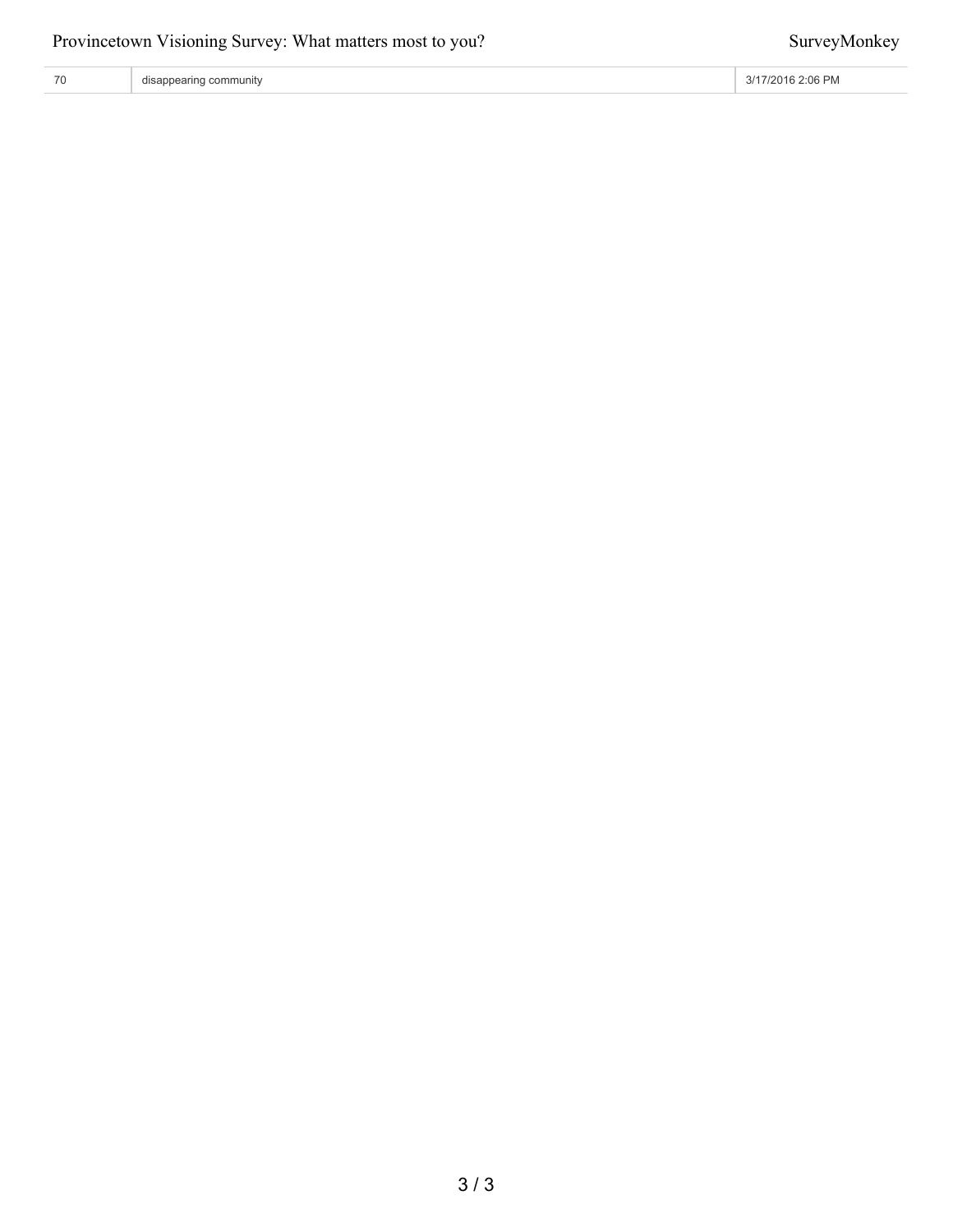| 70 | disappearing community | 3/17/2016 2:06 PM |
|---|---|---|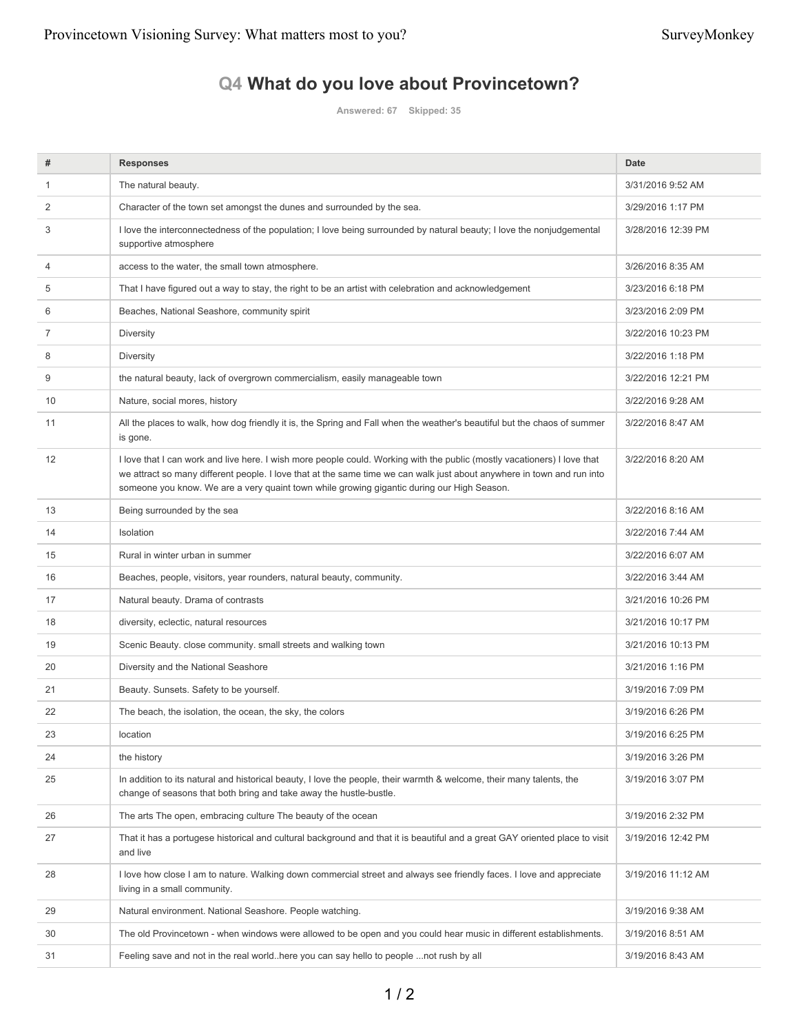## Q4 What do you love about Provincetown?

Answered: 67 Skipped: 35

| # | Responses | Date |
|---|---|---|
| 1 | The natural beauty. | 3/31/2016 9:52 AM |
| 2 | Character of the town set amongst the dunes and surrounded by the sea. | 3/29/2016 1:17 PM |
| 3 | I love the interconnectedness of the population; I love being surrounded by natural beauty; I love the nonjudgemental supportive atmosphere | 3/28/2016 12:39 PM |
| 4 | access to the water, the small town atmosphere. | 3/26/2016 8:35 AM |
| 5 | That I have figured out a way to stay, the right to be an artist with celebration and acknowledgement | 3/23/2016 6:18 PM |
| 6 | Beaches, National Seashore, community spirit | 3/23/2016 2:09 PM |
| 7 | Diversity | 3/22/2016 10:23 PM |
| 8 | Diversity | 3/22/2016 1:18 PM |
| 9 | the natural beauty, lack of overgrown commercialism, easily manageable town | 3/22/2016 12:21 PM |
| 10 | Nature, social mores, history | 3/22/2016 9:28 AM |
| 11 | All the places to walk, how dog friendly it is, the Spring and Fall when the weather's beautiful but the chaos of summer is gone. | 3/22/2016 8:47 AM |
| 12 | I love that I can work and live here. I wish more people could. Working with the public (mostly vacationers) I love that we attract so many different people. I love that at the same time we can walk just about anywhere in town and run into someone you know. We are a very quaint town while growing gigantic during our High Season. | 3/22/2016 8:20 AM |
| 13 | Being surrounded by the sea | 3/22/2016 8:16 AM |
| 14 | Isolation | 3/22/2016 7:44 AM |
| 15 | Rural in winter urban in summer | 3/22/2016 6:07 AM |
| 16 | Beaches, people, visitors, year rounders, natural beauty, community. | 3/22/2016 3:44 AM |
| 17 | Natural beauty. Drama of contrasts | 3/21/2016 10:26 PM |
| 18 | diversity, eclectic, natural resources | 3/21/2016 10:17 PM |
| 19 | Scenic Beauty. close community. small streets and walking town | 3/21/2016 10:13 PM |
| 20 | Diversity and the National Seashore | 3/21/2016 1:16 PM |
| 21 | Beauty. Sunsets. Safety to be yourself. | 3/19/2016 7:09 PM |
| 22 | The beach, the isolation, the ocean, the sky, the colors | 3/19/2016 6:26 PM |
| 23 | location | 3/19/2016 6:25 PM |
| 24 | the history | 3/19/2016 3:26 PM |
| 25 | In addition to its natural and historical beauty, I love the people, their warmth & welcome, their many talents, the change of seasons that both bring and take away the hustle-bustle. | 3/19/2016 3:07 PM |
| 26 | The arts The open, embracing culture The beauty of the ocean | 3/19/2016 2:32 PM |
| 27 | That it has a portugese historical and cultural background and that it is beautiful and a great GAY oriented place to visit and live | 3/19/2016 12:42 PM |
| 28 | I love how close I am to nature. Walking down commercial street and always see friendly faces. I love and appreciate living in a small community. | 3/19/2016 11:12 AM |
| 29 | Natural environment. National Seashore. People watching. | 3/19/2016 9:38 AM |
| 30 | The old Provincetown - when windows were allowed to be open and you could hear music in different establishments. | 3/19/2016 8:51 AM |
| 31 | Feeling save and not in the real world..here you can say hello to people ...not rush by all | 3/19/2016 8:43 AM |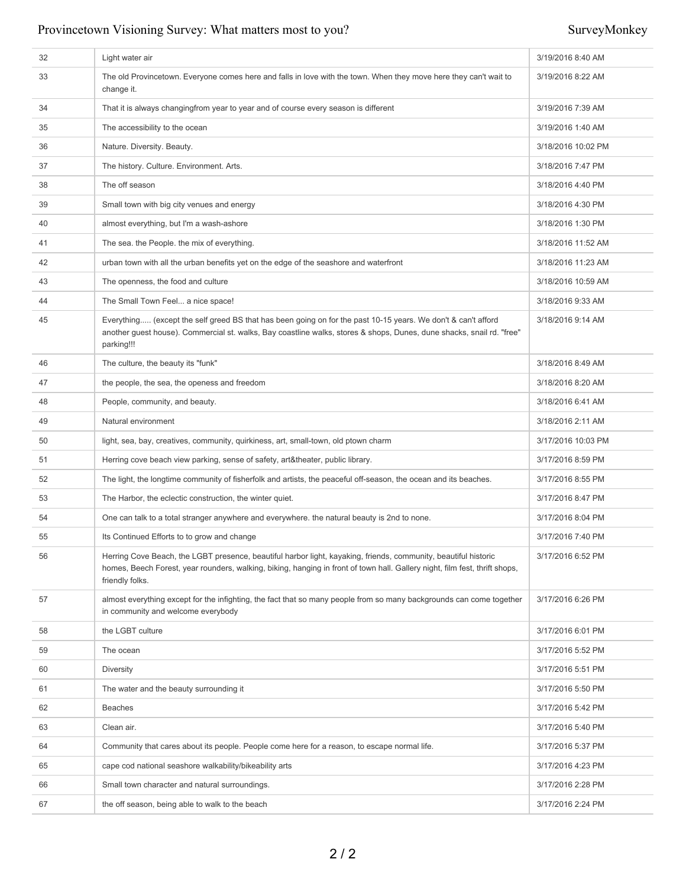| | | |
|---|---|---|
| 32 | Light water air | 3/19/2016 8:40 AM |
| 33 | The old Provincetown. Everyone comes here and falls in love with the town. When they move here they can't wait to change it. | 3/19/2016 8:22 AM |
| 34 | That it is always changingfrom year to year and of course every season is different | 3/19/2016 7:39 AM |
| 35 | The accessibility to the ocean | 3/19/2016 1:40 AM |
| 36 | Nature. Diversity. Beauty. | 3/18/2016 10:02 PM |
| 37 | The history. Culture. Environment. Arts. | 3/18/2016 7:47 PM |
| 38 | The off season | 3/18/2016 4:40 PM |
| 39 | Small town with big city venues and energy | 3/18/2016 4:30 PM |
| 40 | almost everything, but I'm a wash-ashore | 3/18/2016 1:30 PM |
| 41 | The sea. the People. the mix of everything. | 3/18/2016 11:52 AM |
| 42 | urban town with all the urban benefits yet on the edge of the seashore and waterfront | 3/18/2016 11:23 AM |
| 43 | The openness, the food and culture | 3/18/2016 10:59 AM |
| 44 | The Small Town Feel... a nice space! | 3/18/2016 9:33 AM |
| 45 | Everything..... (except the self greed BS that has been going on for the past 10-15 years. We don't & can't afford another guest house). Commercial st. walks, Bay coastline walks, stores & shops, Dunes, dune shacks, snail rd. "free" parking!!! | 3/18/2016 9:14 AM |
| 46 | The culture, the beauty its "funk" | 3/18/2016 8:49 AM |
| 47 | the people, the sea, the openess and freedom | 3/18/2016 8:20 AM |
| 48 | People, community, and beauty. | 3/18/2016 6:41 AM |
| 49 | Natural environment | 3/18/2016 2:11 AM |
| 50 | light, sea, bay, creatives, community, quirkiness, art, small-town, old ptown charm | 3/17/2016 10:03 PM |
| 51 | Herring cove beach view parking, sense of safety, art&theater, public library. | 3/17/2016 8:59 PM |
| 52 | The light, the longtime community of fisherfolk and artists, the peaceful off-season, the ocean and its beaches. | 3/17/2016 8:55 PM |
| 53 | The Harbor, the eclectic construction, the winter quiet. | 3/17/2016 8:47 PM |
| 54 | One can talk to a total stranger anywhere and everywhere. the natural beauty is 2nd to none. | 3/17/2016 8:04 PM |
| 55 | Its Continued Efforts to to grow and change | 3/17/2016 7:40 PM |
| 56 | Herring Cove Beach, the LGBT presence, beautiful harbor light, kayaking, friends, community, beautiful historic homes, Beech Forest, year rounders, walking, biking, hanging in front of town hall. Gallery night, film fest, thrift shops, friendly folks. | 3/17/2016 6:52 PM |
| 57 | almost everything except for the infighting, the fact that so many people from so many backgrounds can come together in community and welcome everybody | 3/17/2016 6:26 PM |
| 58 | the LGBT culture | 3/17/2016 6:01 PM |
| 59 | The ocean | 3/17/2016 5:52 PM |
| 60 | Diversity | 3/17/2016 5:51 PM |
| 61 | The water and the beauty surrounding it | 3/17/2016 5:50 PM |
| 62 | Beaches | 3/17/2016 5:42 PM |
| 63 | Clean air. | 3/17/2016 5:40 PM |
| 64 | Community that cares about its people. People come here for a reason, to escape normal life. | 3/17/2016 5:37 PM |
| 65 | cape cod national seashore walkability/bikeability arts | 3/17/2016 4:23 PM |
| 66 | Small town character and natural surroundings. | 3/17/2016 2:28 PM |
| 67 | the off season, being able to walk to the beach | 3/17/2016 2:24 PM |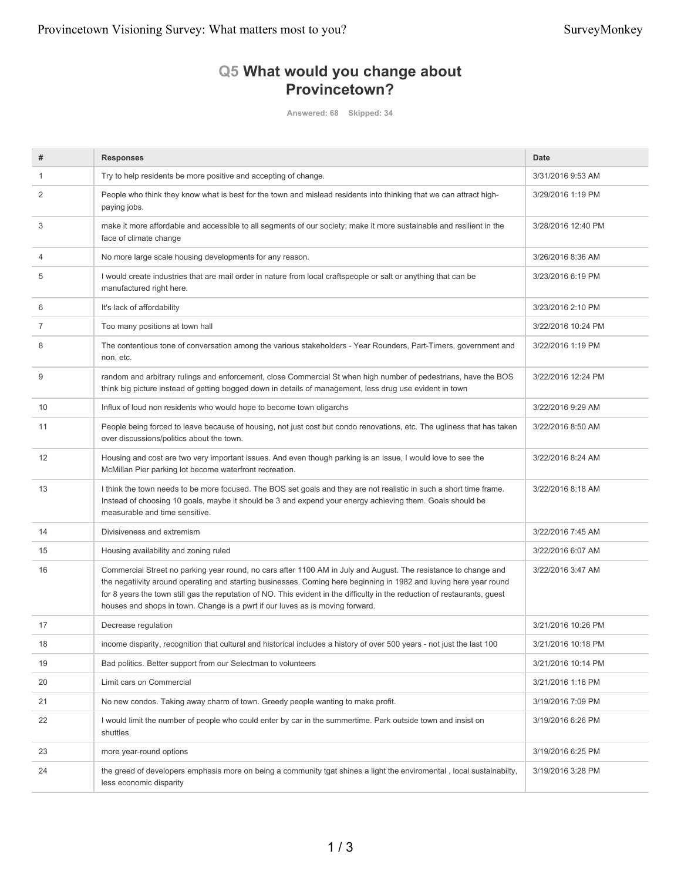## Q5 What would you change about Provincetown?

Answered: 68 Skipped: 34

| # | Responses | Date |
|---|---|---|
| 1 | Try to help residents be more positive and accepting of change. | 3/31/2016 9:53 AM |
| 2 | People who think they know what is best for the town and mislead residents into thinking that we can attract high-paying jobs. | 3/29/2016 1:19 PM |
| 3 | make it more affordable and accessible to all segments of our society; make it more sustainable and resilient in the face of climate change | 3/28/2016 12:40 PM |
| 4 | No more large scale housing developments for any reason. | 3/26/2016 8:36 AM |
| 5 | I would create industries that are mail order in nature from local craftspeople or salt or anything that can be manufactured right here. | 3/23/2016 6:19 PM |
| 6 | It's lack of affordability | 3/23/2016 2:10 PM |
| 7 | Too many positions at town hall | 3/22/2016 10:24 PM |
| 8 | The contentious tone of conversation among the various stakeholders - Year Rounders, Part-Timers, government and non, etc. | 3/22/2016 1:19 PM |
| 9 | random and arbitrary rulings and enforcement, close Commercial St when high number of pedestrians, have the BOS think big picture instead of getting bogged down in details of management, less drug use evident in town | 3/22/2016 12:24 PM |
| 10 | Influx of loud non residents who would hope to become town oligarchs | 3/22/2016 9:29 AM |
| 11 | People being forced to leave because of housing, not just cost but condo renovations, etc. The ugliness that has taken over discussions/politics about the town. | 3/22/2016 8:50 AM |
| 12 | Housing and cost are two very important issues. And even though parking is an issue, I would love to see the McMillan Pier parking lot become waterfront recreation. | 3/22/2016 8:24 AM |
| 13 | I think the town needs to be more focused. The BOS set goals and they are not realistic in such a short time frame. Instead of choosing 10 goals, maybe it should be 3 and expend your energy achieving them. Goals should be measurable and time sensitive. | 3/22/2016 8:18 AM |
| 14 | Divisiveness and extremism | 3/22/2016 7:45 AM |
| 15 | Housing availability and zoning ruled | 3/22/2016 6:07 AM |
| 16 | Commercial Street no parking year round, no cars after 1100 AM in July and August. The resistance to change and the negatiivity around operating and starting businesses. Coming here beginning in 1982 and luving here year round for 8 years the town still gas the reputation of NO. This evident in the difficulty in the reduction of restaurants, guest houses and shops in town. Change is a pwrt if our luves as is moving forward. | 3/22/2016 3:47 AM |
| 17 | Decrease regulation | 3/21/2016 10:26 PM |
| 18 | income disparity, recognition that cultural and historical includes a history of over 500 years - not just the last 100 | 3/21/2016 10:18 PM |
| 19 | Bad politics. Better support from our Selectman to volunteers | 3/21/2016 10:14 PM |
| 20 | Limit cars on Commercial | 3/21/2016 1:16 PM |
| 21 | No new condos. Taking away charm of town. Greedy people wanting to make profit. | 3/19/2016 7:09 PM |
| 22 | I would limit the number of people who could enter by car in the summertime. Park outside town and insist on shuttles. | 3/19/2016 6:26 PM |
| 23 | more year-round options | 3/19/2016 6:25 PM |
| 24 | the greed of developers emphasis more on being a community tgat shines a light the enviromental , local sustainabilty, less economic disparity | 3/19/2016 3:28 PM |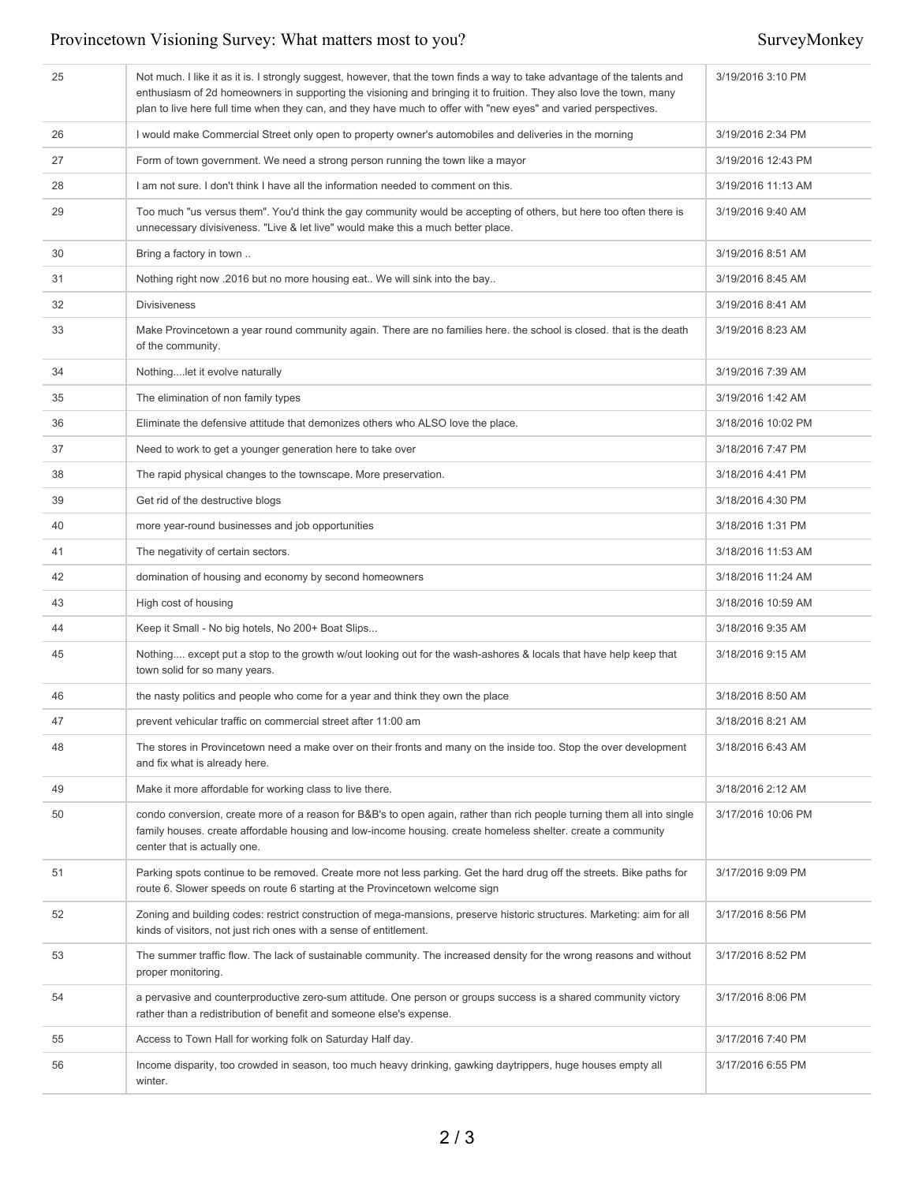| | | |
|---|---|---|
| 25 | Not much. I like it as it is. I strongly suggest, however, that the town finds a way to take advantage of the talents and enthusiasm of 2d homeowners in supporting the visioning and bringing it to fruition. They also love the town, many plan to live here full time when they can, and they have much to offer with "new eyes" and varied perspectives. | 3/19/2016 3:10 PM |
| 26 | I would make Commercial Street only open to property owner's automobiles and deliveries in the morning | 3/19/2016 2:34 PM |
| 27 | Form of town government. We need a strong person running the town like a mayor | 3/19/2016 12:43 PM |
| 28 | I am not sure. I don't think I have all the information needed to comment on this. | 3/19/2016 11:13 AM |
| 29 | Too much "us versus them". You'd think the gay community would be accepting of others, but here too often there is unnecessary divisiveness. "Live & let live" would make this a much better place. | 3/19/2016 9:40 AM |
| 30 | Bring a factory in town .. | 3/19/2016 8:51 AM |
| 31 | Nothing right now .2016 but no more housing eat.. We will sink into the bay.. | 3/19/2016 8:45 AM |
| 32 | Divisiveness | 3/19/2016 8:41 AM |
| 33 | Make Provincetown a year round community again. There are no families here. the school is closed. that is the death of the community. | 3/19/2016 8:23 AM |
| 34 | Nothing....let it evolve naturally | 3/19/2016 7:39 AM |
| 35 | The elimination of non family types | 3/19/2016 1:42 AM |
| 36 | Eliminate the defensive attitude that demonizes others who ALSO love the place. | 3/18/2016 10:02 PM |
| 37 | Need to work to get a younger generation here to take over | 3/18/2016 7:47 PM |
| 38 | The rapid physical changes to the townscape. More preservation. | 3/18/2016 4:41 PM |
| 39 | Get rid of the destructive blogs | 3/18/2016 4:30 PM |
| 40 | more year-round businesses and job opportunities | 3/18/2016 1:31 PM |
| 41 | The negativity of certain sectors. | 3/18/2016 11:53 AM |
| 42 | domination of housing and economy by second homeowners | 3/18/2016 11:24 AM |
| 43 | High cost of housing | 3/18/2016 10:59 AM |
| 44 | Keep it Small - No big hotels, No 200+ Boat Slips... | 3/18/2016 9:35 AM |
| 45 | Nothing.... except put a stop to the growth w/out looking out for the wash-ashores & locals that have help keep that town solid for so many years. | 3/18/2016 9:15 AM |
| 46 | the nasty politics and people who come for a year and think they own the place | 3/18/2016 8:50 AM |
| 47 | prevent vehicular traffic on commercial street after 11:00 am | 3/18/2016 8:21 AM |
| 48 | The stores in Provincetown need a make over on their fronts and many on the inside too. Stop the over development and fix what is already here. | 3/18/2016 6:43 AM |
| 49 | Make it more affordable for working class to live there. | 3/18/2016 2:12 AM |
| 50 | condo conversion, create more of a reason for B&B's to open again, rather than rich people turning them all into single family houses. create affordable housing and low-income housing. create homeless shelter. create a community center that is actually one. | 3/17/2016 10:06 PM |
| 51 | Parking spots continue to be removed. Create more not less parking. Get the hard drug off the streets. Bike paths for route 6. Slower speeds on route 6 starting at the Provincetown welcome sign | 3/17/2016 9:09 PM |
| 52 | Zoning and building codes: restrict construction of mega-mansions, preserve historic structures. Marketing: aim for all kinds of visitors, not just rich ones with a sense of entitlement. | 3/17/2016 8:56 PM |
| 53 | The summer traffic flow. The lack of sustainable community. The increased density for the wrong reasons and without proper monitoring. | 3/17/2016 8:52 PM |
| 54 | a pervasive and counterproductive zero-sum attitude. One person or groups success is a shared community victory rather than a redistribution of benefit and someone else's expense. | 3/17/2016 8:06 PM |
| 55 | Access to Town Hall for working folk on Saturday Half day. | 3/17/2016 7:40 PM |
| 56 | Income disparity, too crowded in season, too much heavy drinking, gawking daytrippers, huge houses empty all winter. | 3/17/2016 6:55 PM |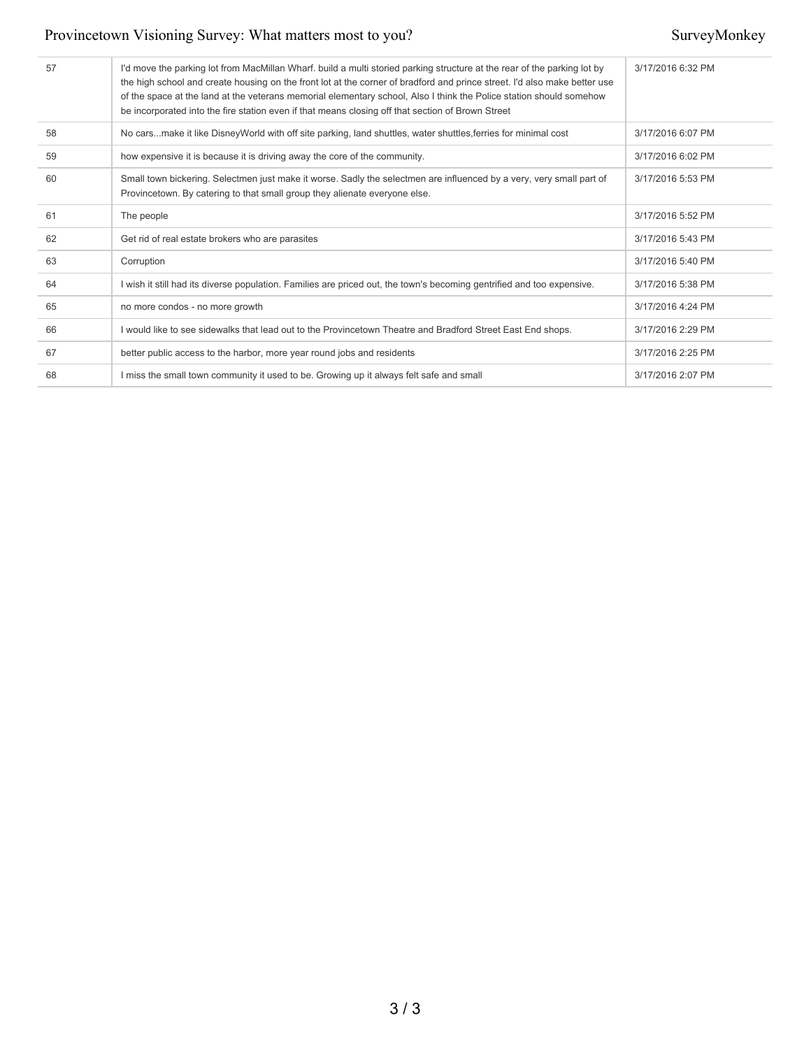| | | |
|---|---|---|
| 57 | I'd move the parking lot from MacMillan Wharf. build a multi storied parking structure at the rear of the parking lot by the high school and create housing on the front lot at the corner of bradford and prince street. I'd also make better use of the space at the land at the veterans memorial elementary school, Also I think the Police station should somehow be incorporated into the fire station even if that means closing off that section of Brown Street | 3/17/2016 6:32 PM |
| 58 | No cars...make it like DisneyWorld with off site parking, land shuttles, water shuttles,ferries for minimal cost | 3/17/2016 6:07 PM |
| 59 | how expensive it is because it is driving away the core of the community. | 3/17/2016 6:02 PM |
| 60 | Small town bickering. Selectmen just make it worse. Sadly the selectmen are influenced by a very, very small part of Provincetown. By catering to that small group they alienate everyone else. | 3/17/2016 5:53 PM |
| 61 | The people | 3/17/2016 5:52 PM |
| 62 | Get rid of real estate brokers who are parasites | 3/17/2016 5:43 PM |
| 63 | Corruption | 3/17/2016 5:40 PM |
| 64 | I wish it still had its diverse population. Families are priced out, the town's becoming gentrified and too expensive. | 3/17/2016 5:38 PM |
| 65 | no more condos - no more growth | 3/17/2016 4:24 PM |
| 66 | I would like to see sidewalks that lead out to the Provincetown Theatre and Bradford Street East End shops. | 3/17/2016 2:29 PM |
| 67 | better public access to the harbor, more year round jobs and residents | 3/17/2016 2:25 PM |
| 68 | I miss the small town community it used to be. Growing up it always felt safe and small | 3/17/2016 2:07 PM |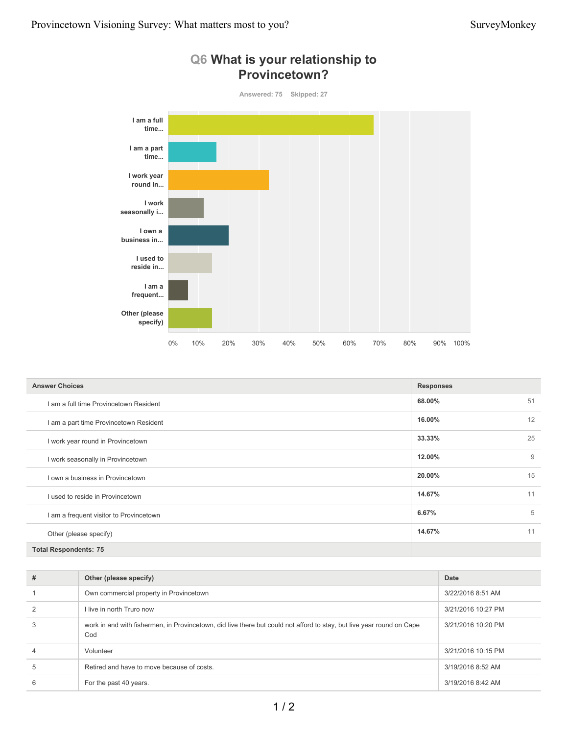## Q6 What is your relationship to Provincetown?

Answered: 75 Skipped: 27

| Answer Choices | Responses | |
|---|---|---|
| I am a full time Provincetown Resident | 68.00% | 51 |
| I am a part time Provincetown Resident | 16.00% | 12 |
| I work year round in Provincetown | 33.33% | 25 |
| I work seasonally in Provincetown | 12.00% | 9 |
| I own a business in Provincetown | 20.00% | 15 |
| I used to reside in Provincetown | 14.67% | 11 |
| I am a frequent visitor to Provincetown | 6.67% | 5 |
| Other (please specify) | 14.67% | 11 |
| **Total Respondents: 75** | | |

| # | Other (please specify) | Date |
|---|---|---|
| 1 | Own commercial property in Provincetown | 3/22/2016 8:51 AM |
| 2 | I live in north Truro now | 3/21/2016 10:27 PM |
| 3 | work in and with fishermen, in Provincetown, did live there but could not afford to stay, but live year round on Cape Cod | 3/21/2016 10:20 PM |
| 4 | Volunteer | 3/21/2016 10:15 PM |
| 5 | Retired and have to move because of costs. | 3/19/2016 8:52 AM |
| 6 | For the past 40 years. | 3/19/2016 8:42 AM |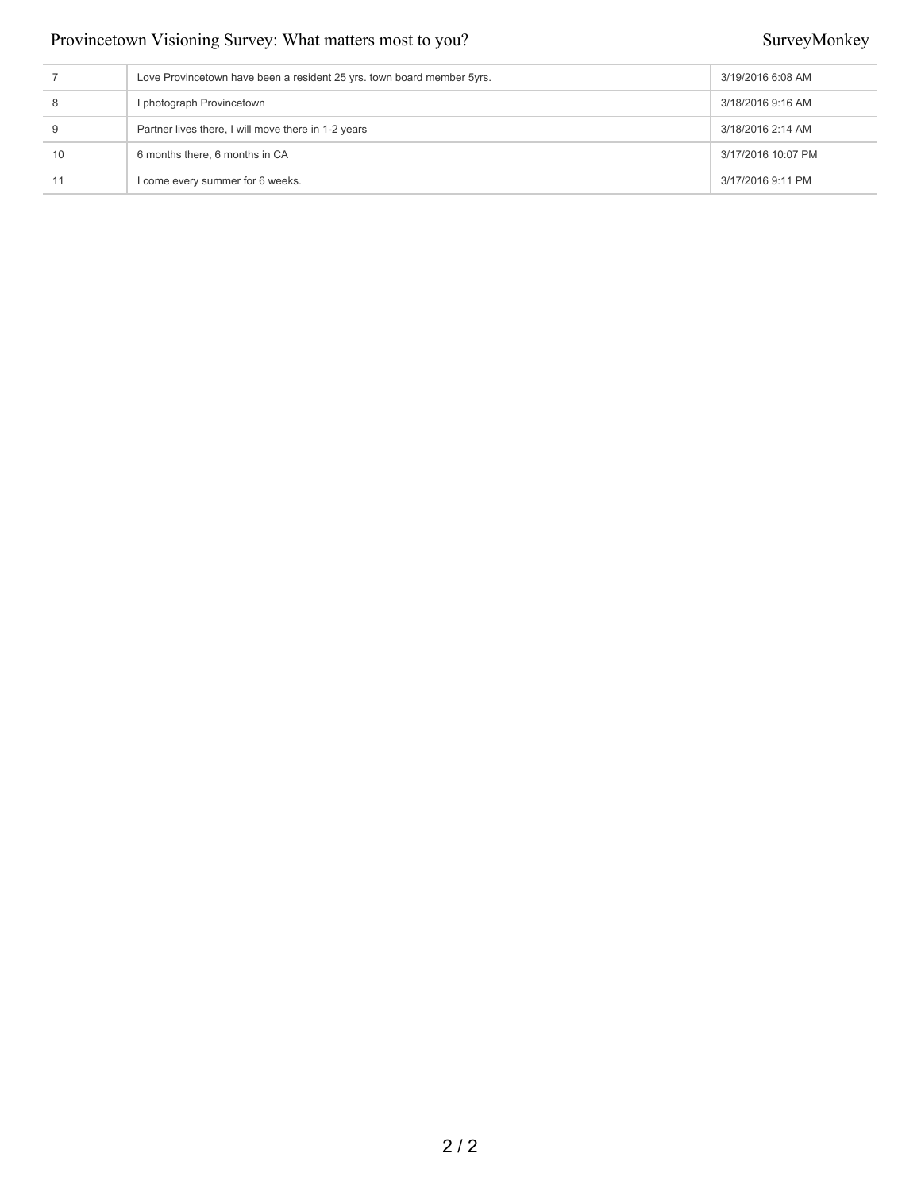| | | |
|---|---|---|
| 7 | Love Provincetown have been a resident 25 yrs. town board member 5yrs. | 3/19/2016 6:08 AM |
| 8 | I photograph Provincetown | 3/18/2016 9:16 AM |
| 9 | Partner lives there, I will move there in 1-2 years | 3/18/2016 2:14 AM |
| 10 | 6 months there, 6 months in CA | 3/17/2016 10:07 PM |
| 11 | I come every summer for 6 weeks. | 3/17/2016 9:11 PM |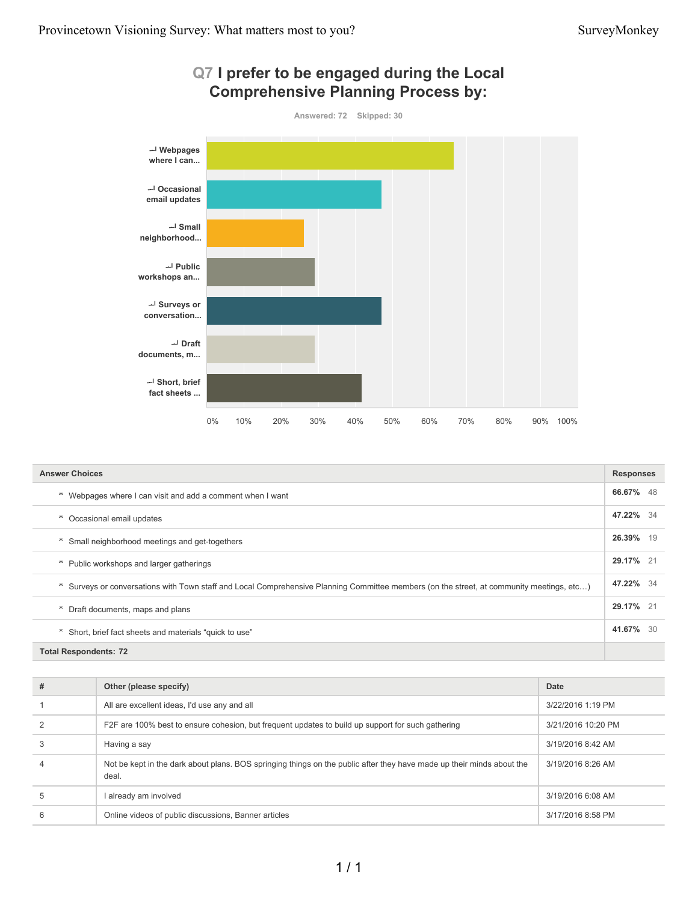# Q7 I prefer to be engaged during the Local Comprehensive Planning Process by:

Answered: 72 Skipped: 30

| Answer Choices | Responses | |
|---|---|---|
| Webpages where I can visit and add a comment when I want | 66.67% | 48 |
| Occasional email updates | 47.22% | 34 |
| Small neighborhood meetings and get-togethers | 26.39% | 19 |
| Public workshops and larger gatherings | 29.17% | 21 |
| Surveys or conversations with Town staff and Local Comprehensive Planning Committee members (on the street, at community meetings, etc…) | 47.22% | 34 |
| Draft documents, maps and plans | 29.17% | 21 |
| Short, brief fact sheets and materials "quick to use" | 41.67% | 30 |
| **Total Respondents: 72** | | |

| # | Other (please specify) | Date |
|---|---|---|
| 1 | All are excellent ideas, I'd use any and all | 3/22/2016 1:19 PM |
| 2 | F2F are 100% best to ensure cohesion, but frequent updates to build up support for such gathering | 3/21/2016 10:20 PM |
| 3 | Having a say | 3/19/2016 8:42 AM |
| 4 | Not be kept in the dark about plans. BOS springing things on the public after they have made up their minds about the deal. | 3/19/2016 8:26 AM |
| 5 | I already am involved | 3/19/2016 6:08 AM |
| 6 | Online videos of public discussions, Banner articles | 3/17/2016 8:58 PM |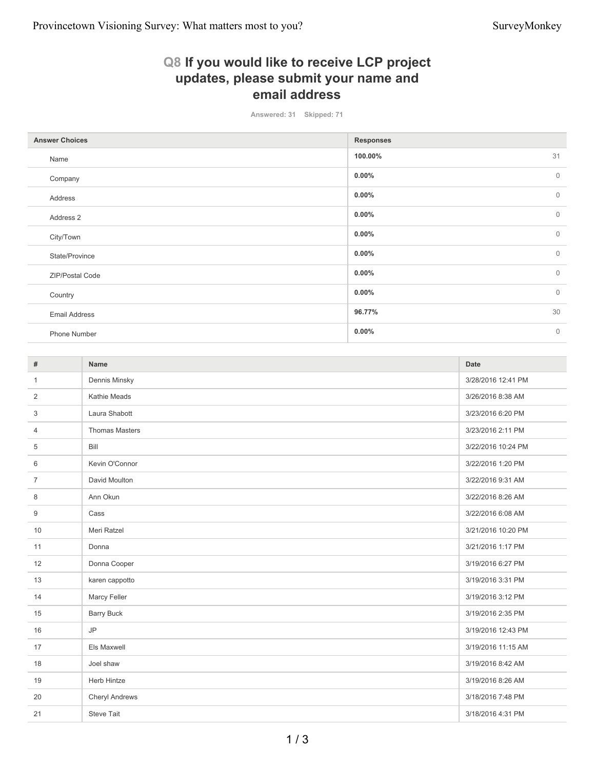## Q8 If you would like to receive LCP project updates, please submit your name and email address

Answered: 31 Skipped: 71

| Answer Choices | Responses | |
|---|---|---|
| Name | 100.00% | 31 |
| Company | 0.00% | 0 |
| Address | 0.00% | 0 |
| Address 2 | 0.00% | 0 |
| City/Town | 0.00% | 0 |
| State/Province | 0.00% | 0 |
| ZIP/Postal Code | 0.00% | 0 |
| Country | 0.00% | 0 |
| Email Address | 96.77% | 30 |
| Phone Number | 0.00% | 0 |

| # | Name | Date |
|---|---|---|
| 1 | Dennis Minsky | 3/28/2016 12:41 PM |
| 2 | Kathie Meads | 3/26/2016 8:38 AM |
| 3 | Laura Shabott | 3/23/2016 6:20 PM |
| 4 | Thomas Masters | 3/23/2016 2:11 PM |
| 5 | Bill | 3/22/2016 10:24 PM |
| 6 | Kevin O'Connor | 3/22/2016 1:20 PM |
| 7 | David Moulton | 3/22/2016 9:31 AM |
| 8 | Ann Okun | 3/22/2016 8:26 AM |
| 9 | Cass | 3/22/2016 6:08 AM |
| 10 | Meri Ratzel | 3/21/2016 10:20 PM |
| 11 | Donna | 3/21/2016 1:17 PM |
| 12 | Donna Cooper | 3/19/2016 6:27 PM |
| 13 | karen cappotto | 3/19/2016 3:31 PM |
| 14 | Marcy Feller | 3/19/2016 3:12 PM |
| 15 | Barry Buck | 3/19/2016 2:35 PM |
| 16 | JP | 3/19/2016 12:43 PM |
| 17 | Els Maxwell | 3/19/2016 11:15 AM |
| 18 | Joel shaw | 3/19/2016 8:42 AM |
| 19 | Herb Hintze | 3/19/2016 8:26 AM |
| 20 | Cheryl Andrews | 3/18/2016 7:48 PM |
| 21 | Steve Tait | 3/18/2016 4:31 PM |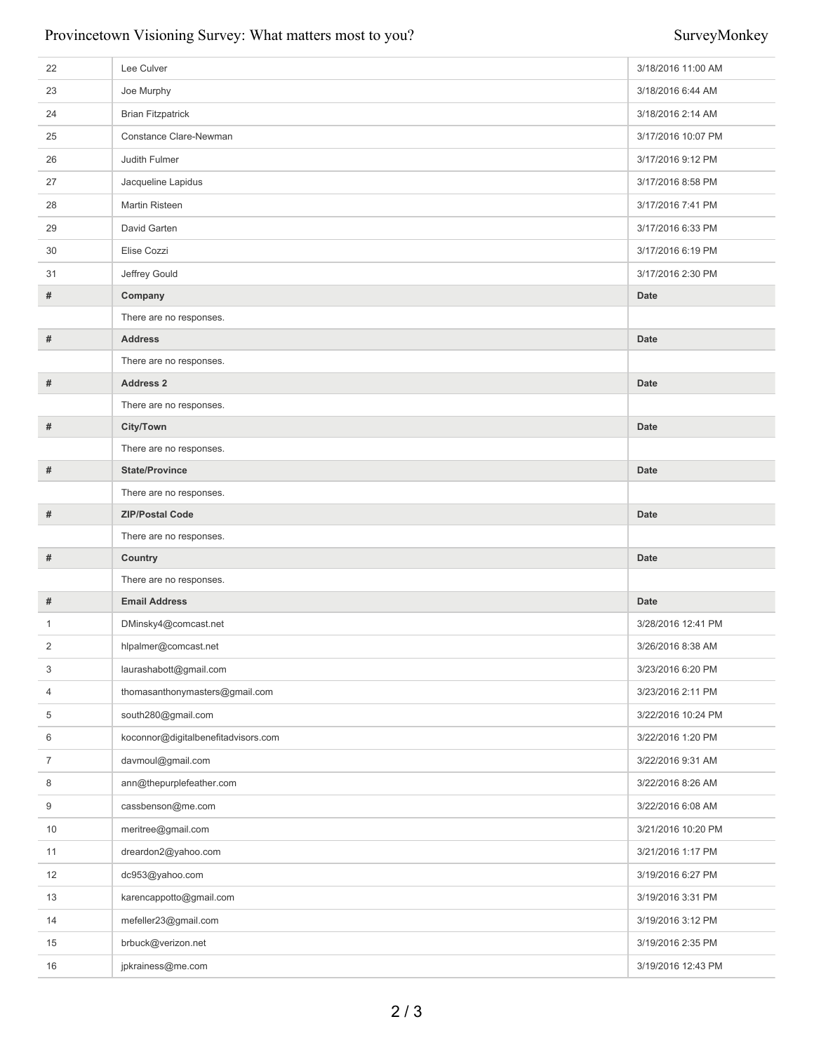| | | |
|---|---|---|
| 22 | Lee Culver | 3/18/2016 11:00 AM |
| 23 | Joe Murphy | 3/18/2016 6:44 AM |
| 24 | Brian Fitzpatrick | 3/18/2016 2:14 AM |
| 25 | Constance Clare-Newman | 3/17/2016 10:07 PM |
| 26 | Judith Fulmer | 3/17/2016 9:12 PM |
| 27 | Jacqueline Lapidus | 3/17/2016 8:58 PM |
| 28 | Martin Risteen | 3/17/2016 7:41 PM |
| 29 | David Garten | 3/17/2016 6:33 PM |
| 30 | Elise Cozzi | 3/17/2016 6:19 PM |
| 31 | Jeffrey Gould | 3/17/2016 2:30 PM |

| # | Company | Date |
|---|---|---|
| | There are no responses. | |

| # | Address | Date |
|---|---|---|
| | There are no responses. | |

| # | Address 2 | Date |
|---|---|---|
| | There are no responses. | |

| # | City/Town | Date |
|---|---|---|
| | There are no responses. | |

| # | State/Province | Date |
|---|---|---|
| | There are no responses. | |

| # | ZIP/Postal Code | Date |
|---|---|---|
| | There are no responses. | |

| # | Country | Date |
|---|---|---|
| | There are no responses. | |

| # | Email Address | Date |
|---|---|---|
| 1 | DMinsky4@comcast.net | 3/28/2016 12:41 PM |
| 2 | hlpalmer@comcast.net | 3/26/2016 8:38 AM |
| 3 | laurashabott@gmail.com | 3/23/2016 6:20 PM |
| 4 | thomasanthonymasters@gmail.com | 3/23/2016 2:11 PM |
| 5 | south280@gmail.com | 3/22/2016 10:24 PM |
| 6 | koconnor@digitalbenefitadvisors.com | 3/22/2016 1:20 PM |
| 7 | davmoul@gmail.com | 3/22/2016 9:31 AM |
| 8 | ann@thepurplefeather.com | 3/22/2016 8:26 AM |
| 9 | cassbenson@me.com | 3/22/2016 6:08 AM |
| 10 | meritree@gmail.com | 3/21/2016 10:20 PM |
| 11 | dreardon2@yahoo.com | 3/21/2016 1:17 PM |
| 12 | dc953@yahoo.com | 3/19/2016 6:27 PM |
| 13 | karencappotto@gmail.com | 3/19/2016 3:31 PM |
| 14 | mefeller23@gmail.com | 3/19/2016 3:12 PM |
| 15 | brbuck@verizon.net | 3/19/2016 2:35 PM |
| 16 | jpkrainess@me.com | 3/19/2016 12:43 PM |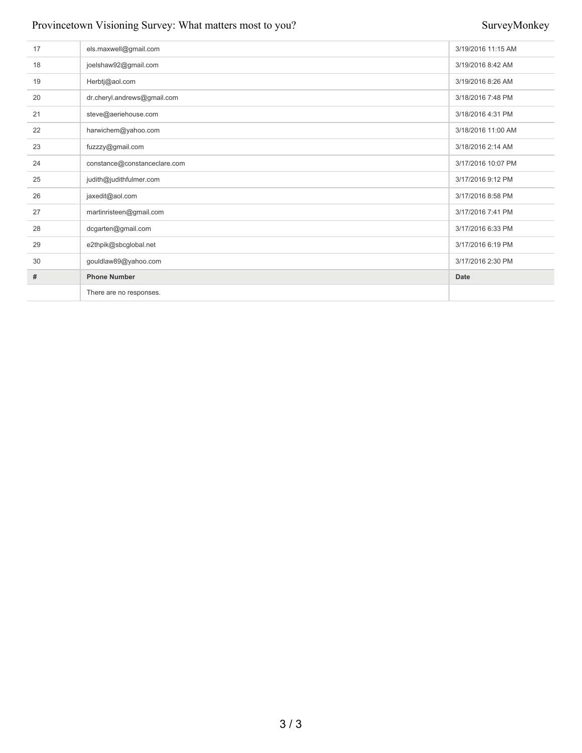| | | |
|---|---|---|
| 17 | els.maxwell@gmail.com | 3/19/2016 11:15 AM |
| 18 | joelshaw92@gmail.com | 3/19/2016 8:42 AM |
| 19 | Herbtj@aol.com | 3/19/2016 8:26 AM |
| 20 | dr.cheryl.andrews@gmail.com | 3/18/2016 7:48 PM |
| 21 | steve@aeriehouse.com | 3/18/2016 4:31 PM |
| 22 | harwichem@yahoo.com | 3/18/2016 11:00 AM |
| 23 | fuzzzy@gmail.com | 3/18/2016 2:14 AM |
| 24 | constance@constanceclare.com | 3/17/2016 10:07 PM |
| 25 | judith@judithfulmer.com | 3/17/2016 9:12 PM |
| 26 | jaxedit@aol.com | 3/17/2016 8:58 PM |
| 27 | martinristeen@gmail.com | 3/17/2016 7:41 PM |
| 28 | dcgarten@gmail.com | 3/17/2016 6:33 PM |
| 29 | e2thpik@sbcglobal.net | 3/17/2016 6:19 PM |
| 30 | gouldlaw89@yahoo.com | 3/17/2016 2:30 PM |

| # | Phone Number | Date |
|---|---|---|
| | There are no responses. | |